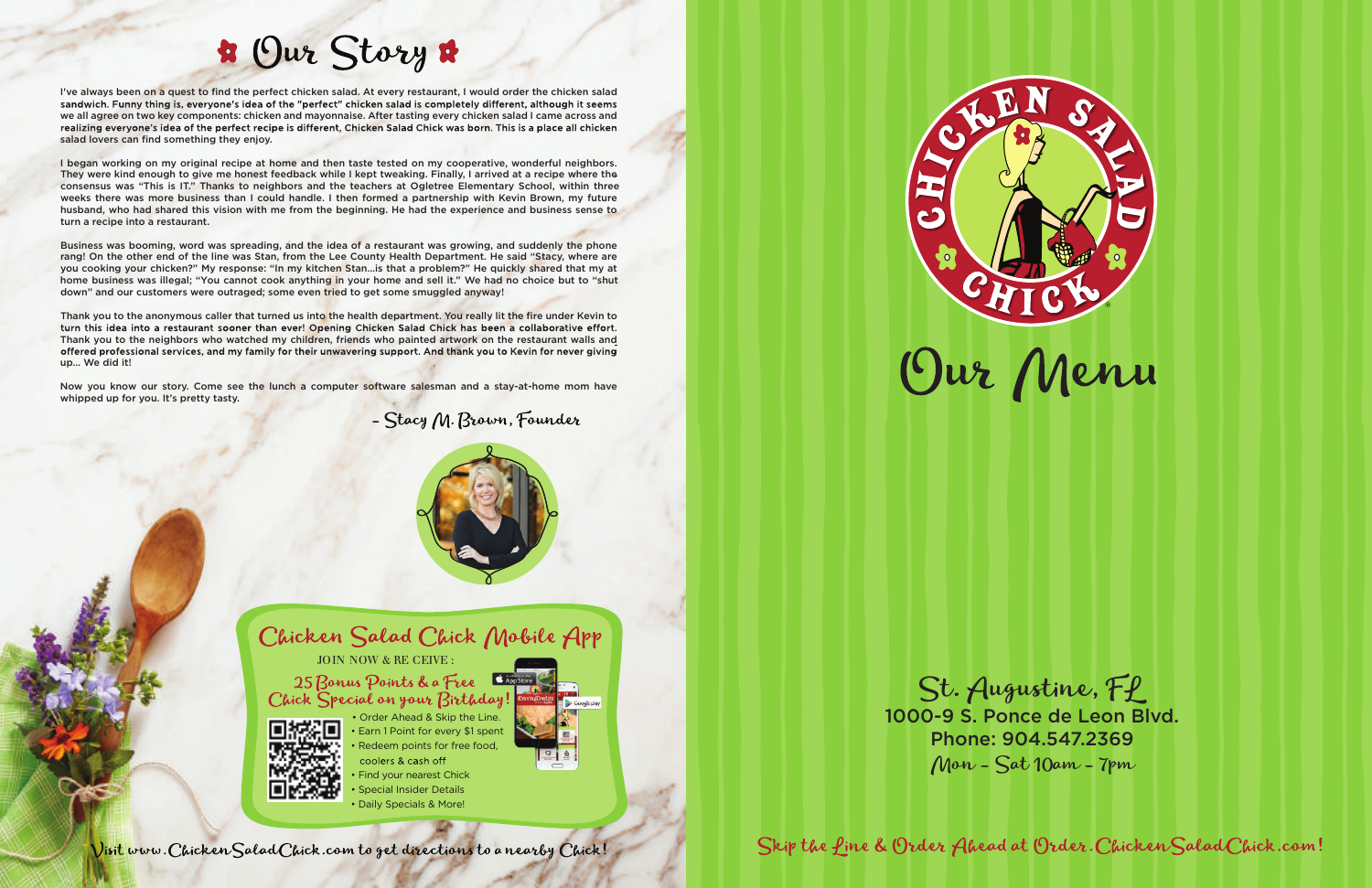# Our Story

I've always been on a quest to find the perfect chicken salad. At every restaurant, I would order the chicken salad sandwich. Funny thing is, everyone's idea of the "perfect" chicken salad is completely different, although it seems we all agree on two key components: chicken and mayonnaise. After tasting every chicken salad I came across and realizing everyone's idea of the perfect recipe is different, Chicken Salad Chick was born. This is a place all chicken salad lovers can find something they enjoy.

I began working on my original recipe at home and then taste tested on my cooperative, wonderful neighbors. They were kind enough to give me honest feedback while I kept tweaking. Finally, I arrived at a recipe where the consensus was "This is IT." Thanks to neighbors and the teachers at Ogletree Elementary School, within three weeks there was more business than I could handle. I then formed a partnership with Kevin Brown, my future husband, who had shared this vision with me from the beginning. He had the experience and business sense to turn a recipe into a restaurant.

Business was booming, word was spreading, and the idea of a restaurant was growing, and suddenly the phone rang! On the other end of the line was Stan, from the Lee County Health Department. He said "Stacy, where are you cooking your chicken?" My response: "In my kitchen Stan...is that a problem?" He quickly shared that my at home business was illegal; "You cannot cook anything in your home and sell it." We had no choice but to "shut down" and our customers were outraged; some even tried to get some smuggled anyway!

Thank you to the anonymous caller that turned us into the health department. You really lit the fire under Kevin to turn this idea into a restaurant sooner than ever! Opening Chicken Salad Chick has been a collaborative effort. Thank you to the neighbors who watched my children, friends who painted artwork on the restaurant walls and offered professional services, and my family for their unwavering support. And thank you to Kevin for never giving up... We did it!

Now you know our story. Come see the lunch a computer software salesman and a stay-at-home mom have whipped up for you. It's pretty tasty.

*- Stacy M. Brown, Founder*

## Chicken Salad Chick Mobile App

JOIN NOW & RECEIVE:

**25 Bonus Points & a Free Chick Special on your Birthday!**

- Order Ahead & Skip the Line.
- Earn 1 Point for every $1 spent
- Redeem points for free food, coolers & cash off
- Find your nearest Chick
- Special Insider Details
- Daily Specials & More!

Visit www.ChickenSaladChick.com to get directions to a nearby Chick!

# Chicken Salad Chick

# Our Menu

**St. Augustine, FL**
1000-9 S. Ponce de Leon Blvd.
Phone: 904.547.2369
Mon - Sat 10am - 7pm

Skip the Line & Order Ahead at Order.ChickenSaladChick.com!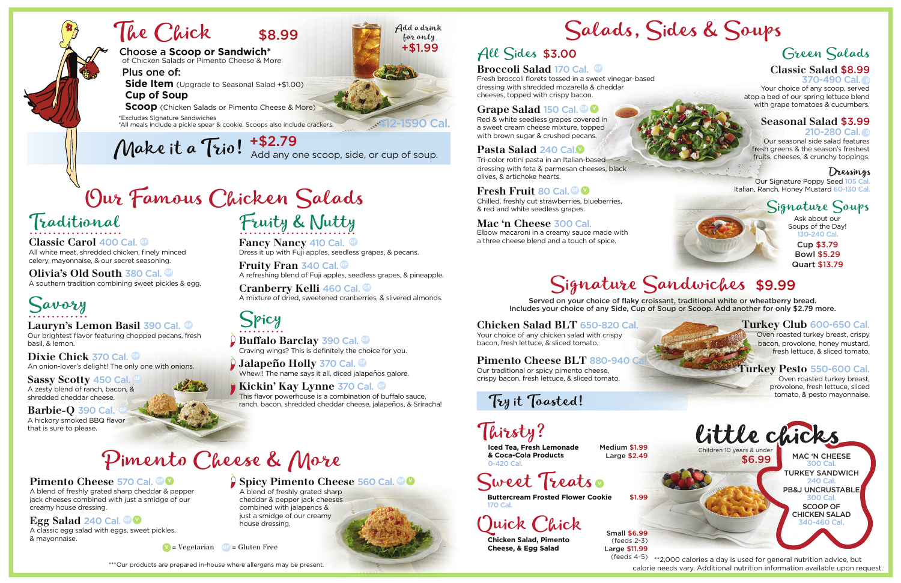# The Chick $8.99

Choose a **Scoop or Sandwich***
of Chicken Salads or Pimento Cheese & More

Plus one of:

- **Side Item** (Upgrade to Seasonal Salad +$1.00)
- **Cup of Soup**
- **Scoop** (Chicken Salads or Pimento Cheese & More)

*Excludes Signature Sandwiches
*All meals include a pickle spear & cookie. Scoops also include crackers.

Add a drink for only +$1.99

412-1590 Cal.

## Make it a Trio! +$2.79

Add any one scoop, side, or cup of soup.

# Our Famous Chicken Salads

## Traditional

**Classic Carol** 400 Cal. GF
All white meat, shredded chicken, finely minced celery, mayonnaise, & our secret seasoning.

**Olivia's Old South** 380 Cal. GF
A southern tradition combining sweet pickles & egg.

## Savory

**Lauryn's Lemon Basil** 390 Cal. GF
Our brightest flavor featuring chopped pecans, fresh basil, & lemon.

**Dixie Chick** 370 Cal. GF
An onion-lover's delight! The only one with onions.

**Sassy Scotty** 450 Cal. GF
A zesty blend of ranch, bacon, & shredded cheddar cheese.

**Barbie-Q** 390 Cal. GF
A hickory smoked BBQ flavor that is sure to please.

## Fruity & Nutty

**Fancy Nancy** 410 Cal. GF
Dress it up with Fuji apples, seedless grapes, & pecans.

**Fruity Fran** 340 Cal. GF
A refreshing blend of Fuji apples, seedless grapes, & pineapple.

**Cranberry Kelli** 460 Cal. GF
A mixture of dried, sweetened cranberries, & slivered almonds.

## Spicy

**Buffalo Barclay** 390 Cal. GF
Craving wings? This is definitely the choice for you.

**Jalapeño Holly** 370 Cal. GF
Whew!! The name says it all, diced jalapeños galore.

**Kickin' Kay Lynne** 370 Cal. GF
This flavor powerhouse is a combination of buffalo sauce, ranch, bacon, shredded cheddar cheese, jalapeños, & Sriracha!

# Pimento Cheese & More

**Pimento Cheese** 570 Cal. GF V
A blend of freshly grated sharp cheddar & pepper jack cheeses combined with just a smidge of our creamy house dressing.

**Egg Salad** 240 Cal. GF V
A classic egg salad with eggs, sweet pickles, & mayonnaise.

**Spicy Pimento Cheese** 560 Cal. GF V
A blend of freshly grated sharp cheddar & pepper jack cheeses combined with jalapenos & just a smidge of our creamy house dressing.

V = Vegetarian GF = Gluten Free

***Our products are prepared in-house where allergens may be present.

# Salads, Sides & Soups

## All Sides $3.00

**Broccoli Salad** 170 Cal. GF
Fresh broccoli florets tossed in a sweet vinegar-based dressing with shredded mozarella & cheddar cheeses, topped with crispy bacon.

**Grape Salad** 150 Cal. GF V
Red & white seedless grapes covered in a sweet cream cheese mixture, topped with brown sugar & crushed pecans.

**Pasta Salad** 240 Cal. V
Tri-color rotini pasta in an Italian-based dressing with feta & parmesan cheeses, black olives, & artichoke hearts.

**Fresh Fruit** 80 Cal. GF V
Chilled, freshly cut strawberries, blueberries, & red and white seedless grapes.

**Mac 'n Cheese** 300 Cal.
Elbow macaroni in a creamy sauce made with a three cheese blend and a touch of spice.

## Green Salads

**Classic Salad $8.99**
370-490 Cal. GF
Your choice of any scoop, served atop a bed of our spring lettuce blend with grape tomatoes & cucumbers.

**Seasonal Salad $3.99**
210-280 Cal. GF
Our seasonal side salad features fresh greens & the season's freshest fruits, cheeses, & crunchy toppings.

### Dressings

Our Signature Poppy Seed 105 Cal.
Italian, Ranch, Honey Mustard 60-130 Cal.

## Signature Soups

Ask about our Soups of the Day!
130-240 Cal.

- Cup $3.79
- Bowl $5.29
- Quart $13.79

# Signature Sandwiches $9.99

Served on your choice of flaky croissant, traditional white or wheatberry bread.
Includes your choice of any Side, Cup of Soup or Scoop. Add another for only $2.79 more.

**Chicken Salad BLT** 650-820 Cal.
Your choice of any chicken salad with crispy bacon, fresh lettuce, & sliced tomato.

**Pimento Cheese BLT** 880-940 Cal.
Our traditional or spicy pimento cheese, crispy bacon, fresh lettuce, & sliced tomato.

**Turkey Club** 600-650 Cal.
Oven roasted turkey breast, crispy bacon, provolone, honey mustard, fresh lettuce, & sliced tomato.

**Turkey Pesto** 550-600 Cal.
Oven roasted turkey breast, provolone, fresh lettuce, sliced tomato, & pesto mayonnaise.

## Try it Toasted!

## Thirsty?

**Iced Tea, Fresh Lemonade & Coca-Cola Products**
0-420 Cal.
Medium $1.99
Large $2.49

## Sweet Treats V

**Buttercream Frosted Flower Cookie** $1.99
170 Cal.

## Quick Chick

**Chicken Salad, Pimento Cheese, & Egg Salad**
Small $6.99 (feeds 2-3)
Large $11.99 (feeds 4-5)

## little chicks

Children 10 years & under
$6.99

- MAC 'N CHEESE 300 Cal.
- TURKEY SANDWICH 240 Cal.
- PB&J UNCRUSTABLE 300 Cal.
- SCOOP OF CHICKEN SALAD 340-460 Cal.

**2,000 calories a day is used for general nutrition advice, but calorie needs vary. Additional nutrition information available upon request.